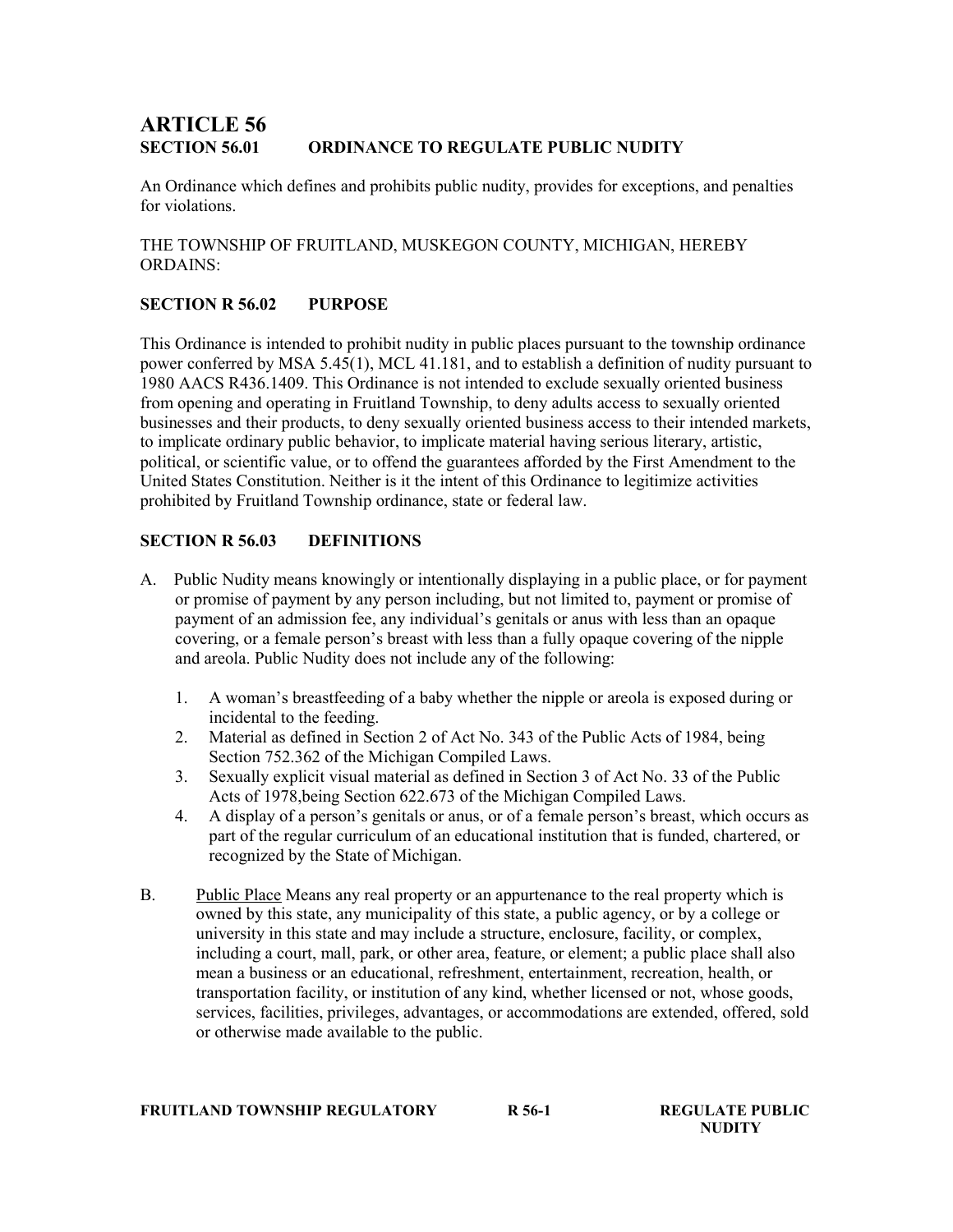# ARTICLE 56

## SECTION 56.01 ORDINANCE TO REGULATE PUBLIC NUDITY

An Ordinance which defines and prohibits public nudity, provides for exceptions, and penalties for violations.

THE TOWNSHIP OF FRUITLAND, MUSKEGON COUNTY, MICHIGAN, HEREBY ORDAINS:

### SECTION R 56.02 PURPOSE

This Ordinance is intended to prohibit nudity in public places pursuant to the township ordinance power conferred by MSA 5.45(1), MCL 41.181, and to establish a definition of nudity pursuant to 1980 AACS R436.1409. This Ordinance is not intended to exclude sexually oriented business from opening and operating in Fruitland Township, to deny adults access to sexually oriented businesses and their products, to deny sexually oriented business access to their intended markets, to implicate ordinary public behavior, to implicate material having serious literary, artistic, political, or scientific value, or to offend the guarantees afforded by the First Amendment to the United States Constitution. Neither is it the intent of this Ordinance to legitimize activities prohibited by Fruitland Township ordinance, state or federal law.

### SECTION R 56.03 DEFINITIONS

A. Public Nudity means knowingly or intentionally displaying in a public place, or for payment or promise of payment by any person including, but not limited to, payment or promise of payment of an admission fee, any individual's genitals or anus with less than an opaque covering, or a female person's breast with less than a fully opaque covering of the nipple and areola. Public Nudity does not include any of the following:

   1. A woman's breastfeeding of a baby whether the nipple or areola is exposed during or incidental to the feeding.
   2. Material as defined in Section 2 of Act No. 343 of the Public Acts of 1984, being Section 752.362 of the Michigan Compiled Laws.
   3. Sexually explicit visual material as defined in Section 3 of Act No. 33 of the Public Acts of 1978,being Section 622.673 of the Michigan Compiled Laws.
   4. A display of a person's genitals or anus, or of a female person's breast, which occurs as part of the regular curriculum of an educational institution that is funded, chartered, or recognized by the State of Michigan.

B. <u>Public Place</u> Means any real property or an appurtenance to the real property which is owned by this state, any municipality of this state, a public agency, or by a college or university in this state and may include a structure, enclosure, facility, or complex, including a court, mall, park, or other area, feature, or element; a public place shall also mean a business or an educational, refreshment, entertainment, recreation, health, or transportation facility, or institution of any kind, whether licensed or not, whose goods, services, facilities, privileges, advantages, or accommodations are extended, offered, sold or otherwise made available to the public.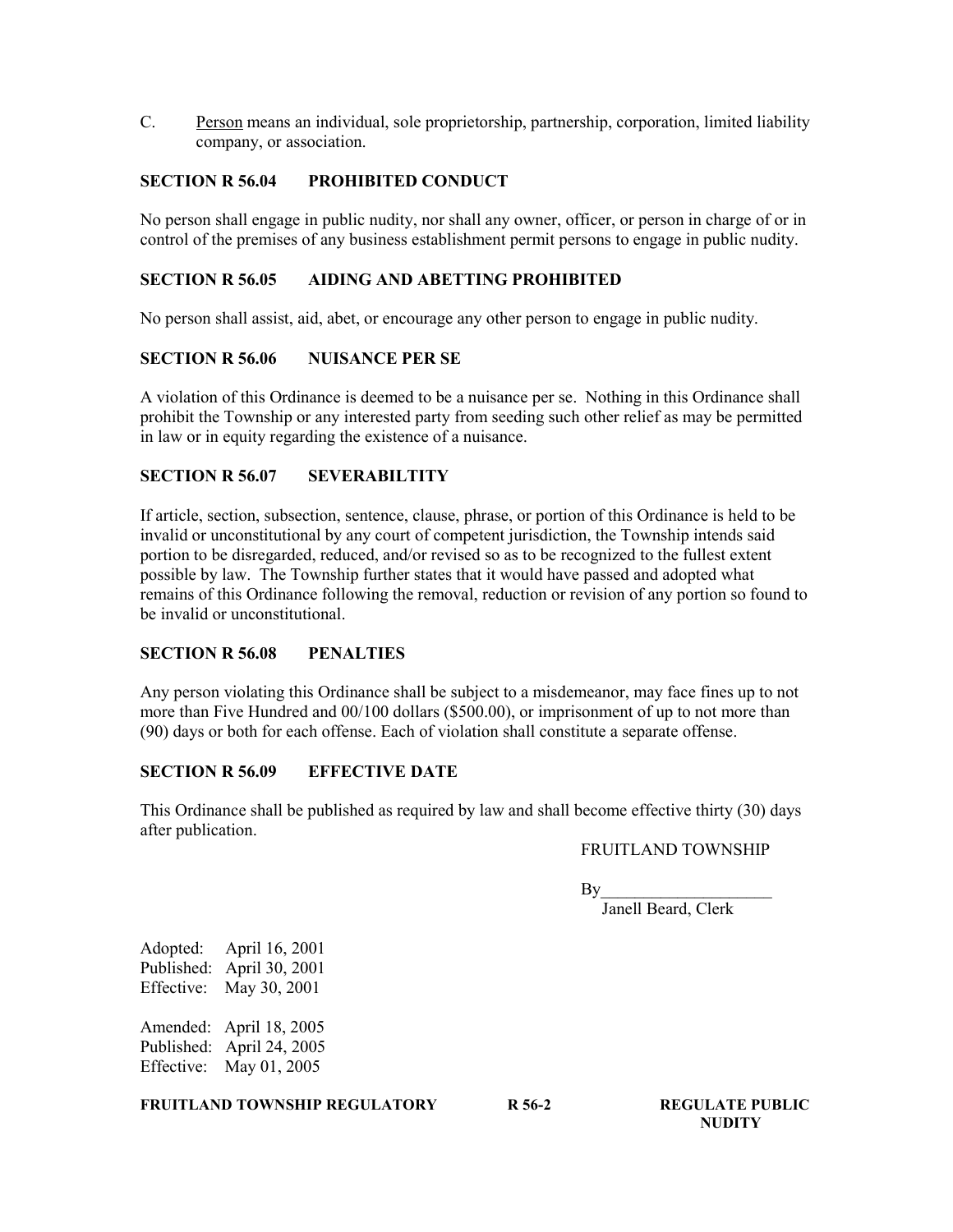C. Person means an individual, sole proprietorship, partnership, corporation, limited liability company, or association.

**SECTION R 56.04 PROHIBITED CONDUCT**

No person shall engage in public nudity, nor shall any owner, officer, or person in charge of or in control of the premises of any business establishment permit persons to engage in public nudity.

**SECTION R 56.05 AIDING AND ABETTING PROHIBITED**

No person shall assist, aid, abet, or encourage any other person to engage in public nudity.

**SECTION R 56.06 NUISANCE PER SE**

A violation of this Ordinance is deemed to be a nuisance per se. Nothing in this Ordinance shall prohibit the Township or any interested party from seeding such other relief as may be permitted in law or in equity regarding the existence of a nuisance.

**SECTION R 56.07 SEVERABILTITY**

If article, section, subsection, sentence, clause, phrase, or portion of this Ordinance is held to be invalid or unconstitutional by any court of competent jurisdiction, the Township intends said portion to be disregarded, reduced, and/or revised so as to be recognized to the fullest extent possible by law. The Township further states that it would have passed and adopted what remains of this Ordinance following the removal, reduction or revision of any portion so found to be invalid or unconstitutional.

**SECTION R 56.08 PENALTIES**

Any person violating this Ordinance shall be subject to a misdemeanor, may face fines up to not more than Five Hundred and 00/100 dollars ($500.00), or imprisonment of up to not more than (90) days or both for each offense. Each of violation shall constitute a separate offense.

**SECTION R 56.09 EFFECTIVE DATE**

This Ordinance shall be published as required by law and shall become effective thirty (30) days after publication.

FRUITLAND TOWNSHIP

By____________________
Janell Beard, Clerk

Adopted: April 16, 2001
Published: April 30, 2001
Effective: May 30, 2001

Amended: April 18, 2005
Published: April 24, 2005
Effective: May 01, 2005